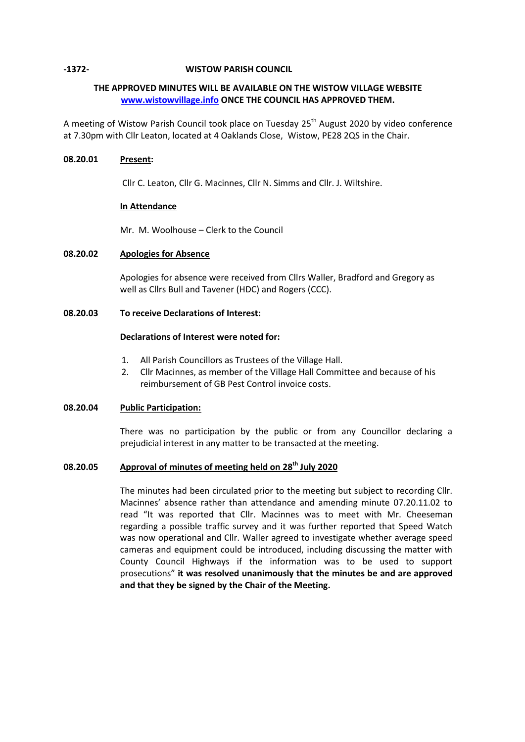**-1372- WISTOW PARISH COUNCIL**

**THE APPROVED MINUTES WILL BE AVAILABLE ON THE WISTOW VILLAGE WEBSITE [www.wistowvillage.info](http://www.wistowvillage.info) ONCE THE COUNCIL HAS APPROVED THEM.**

A meeting of Wistow Parish Council took place on Tuesday 25th August 2020 by video conference at 7.30pm with Cllr Leaton, located at 4 Oaklands Close, Wistow, PE28 2QS in the Chair.

**08.20.01 Present:**

Cllr C. Leaton, Cllr G. Macinnes, Cllr N. Simms and Cllr. J. Wiltshire.

**In Attendance**

Mr. M. Woolhouse – Clerk to the Council

**08.20.02 Apologies for Absence**

Apologies for absence were received from Cllrs Waller, Bradford and Gregory as well as Cllrs Bull and Tavener (HDC) and Rogers (CCC).

**08.20.03 To receive Declarations of Interest:**

**Declarations of Interest were noted for:**

1. All Parish Councillors as Trustees of the Village Hall.
2. Cllr Macinnes, as member of the Village Hall Committee and because of his reimbursement of GB Pest Control invoice costs.

**08.20.04 Public Participation:**

There was no participation by the public or from any Councillor declaring a prejudicial interest in any matter to be transacted at the meeting.

**08.20.05 Approval of minutes of meeting held on 28th July 2020**

The minutes had been circulated prior to the meeting but subject to recording Cllr. Macinnes' absence rather than attendance and amending minute 07.20.11.02 to read "It was reported that Cllr. Macinnes was to meet with Mr. Cheeseman regarding a possible traffic survey and it was further reported that Speed Watch was now operational and Cllr. Waller agreed to investigate whether average speed cameras and equipment could be introduced, including discussing the matter with County Council Highways if the information was to be used to support prosecutions" **it was resolved unanimously that the minutes be and are approved and that they be signed by the Chair of the Meeting.**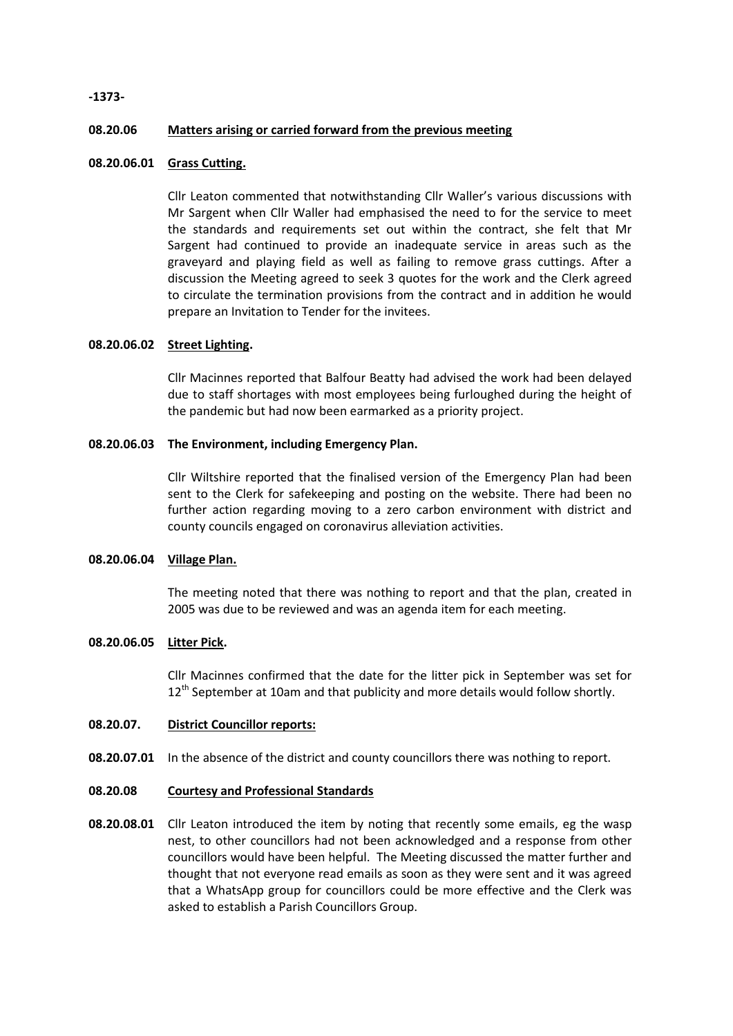## 08.20.06 Matters arising or carried forward from the previous meeting

### 08.20.06.01 Grass Cutting.

Cllr Leaton commented that notwithstanding Cllr Waller's various discussions with Mr Sargent when Cllr Waller had emphasised the need to for the service to meet the standards and requirements set out within the contract, she felt that Mr Sargent had continued to provide an inadequate service in areas such as the graveyard and playing field as well as failing to remove grass cuttings. After a discussion the Meeting agreed to seek 3 quotes for the work and the Clerk agreed to circulate the termination provisions from the contract and in addition he would prepare an Invitation to Tender for the invitees.

### 08.20.06.02 Street Lighting.

Cllr Macinnes reported that Balfour Beatty had advised the work had been delayed due to staff shortages with most employees being furloughed during the height of the pandemic but had now been earmarked as a priority project.

### 08.20.06.03 The Environment, including Emergency Plan.

Cllr Wiltshire reported that the finalised version of the Emergency Plan had been sent to the Clerk for safekeeping and posting on the website. There had been no further action regarding moving to a zero carbon environment with district and county councils engaged on coronavirus alleviation activities.

### 08.20.06.04 Village Plan.

The meeting noted that there was nothing to report and that the plan, created in 2005 was due to be reviewed and was an agenda item for each meeting.

### 08.20.06.05 Litter Pick.

Cllr Macinnes confirmed that the date for the litter pick in September was set for 12th September at 10am and that publicity and more details would follow shortly.

## 08.20.07. District Councillor reports:

**08.20.07.01** In the absence of the district and county councillors there was nothing to report.

## 08.20.08 Courtesy and Professional Standards

**08.20.08.01** Cllr Leaton introduced the item by noting that recently some emails, eg the wasp nest, to other councillors had not been acknowledged and a response from other councillors would have been helpful. The Meeting discussed the matter further and thought that not everyone read emails as soon as they were sent and it was agreed that a WhatsApp group for councillors could be more effective and the Clerk was asked to establish a Parish Councillors Group.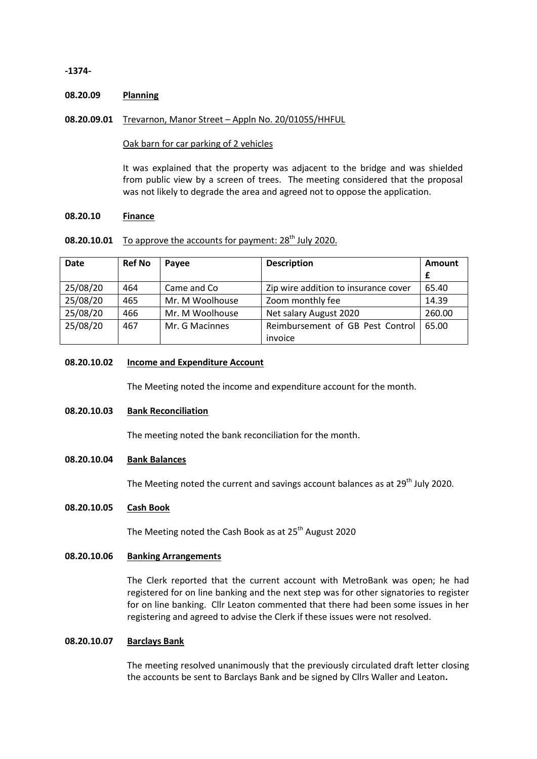**08.20.09 Planning**

**08.20.09.01** Trevarnon, Manor Street – Appln No. 20/01055/HHFUL

Oak barn for car parking of 2 vehicles

It was explained that the property was adjacent to the bridge and was shielded from public view by a screen of trees. The meeting considered that the proposal was not likely to degrade the area and agreed not to oppose the application.

**08.20.10 Finance**

**08.20.10.01** To approve the accounts for payment: 28th July 2020.

| Date | Ref No | Payee | Description | Amount £ |
|---|---|---|---|---|
| 25/08/20 | 464 | Came and Co | Zip wire addition to insurance cover | 65.40 |
| 25/08/20 | 465 | Mr. M Woolhouse | Zoom monthly fee | 14.39 |
| 25/08/20 | 466 | Mr. M Woolhouse | Net salary August 2020 | 260.00 |
| 25/08/20 | 467 | Mr. G Macinnes | Reimbursement of GB Pest Control invoice | 65.00 |

**08.20.10.02 Income and Expenditure Account**

The Meeting noted the income and expenditure account for the month.

**08.20.10.03 Bank Reconciliation**

The meeting noted the bank reconciliation for the month.

**08.20.10.04 Bank Balances**

The Meeting noted the current and savings account balances as at 29th July 2020.

**08.20.10.05 Cash Book**

The Meeting noted the Cash Book as at 25th August 2020

**08.20.10.06 Banking Arrangements**

The Clerk reported that the current account with MetroBank was open; he had registered for on line banking and the next step was for other signatories to register for on line banking. Cllr Leaton commented that there had been some issues in her registering and agreed to advise the Clerk if these issues were not resolved.

**08.20.10.07 Barclays Bank**

The meeting resolved unanimously that the previously circulated draft letter closing the accounts be sent to Barclays Bank and be signed by Cllrs Waller and Leaton**.**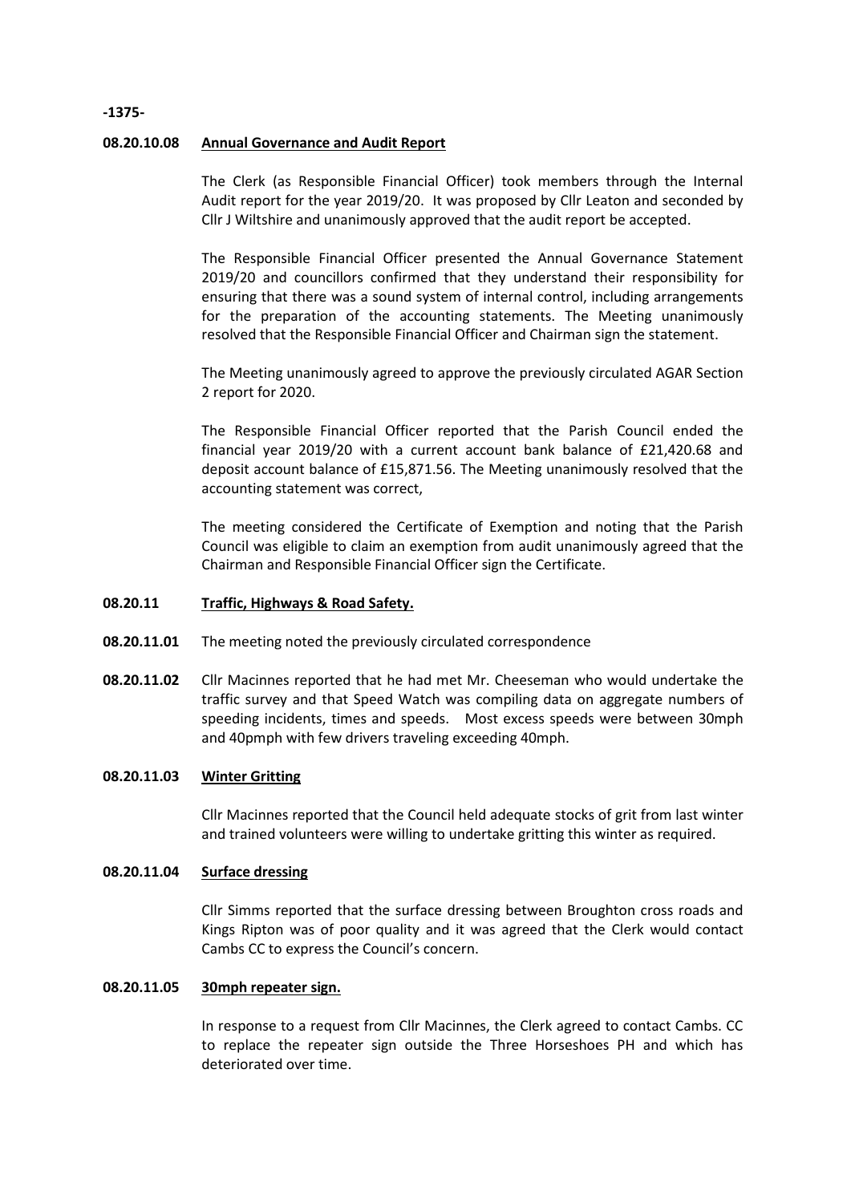**08.20.10.08 Annual Governance and Audit Report**

The Clerk (as Responsible Financial Officer) took members through the Internal Audit report for the year 2019/20. It was proposed by Cllr Leaton and seconded by Cllr J Wiltshire and unanimously approved that the audit report be accepted.

The Responsible Financial Officer presented the Annual Governance Statement 2019/20 and councillors confirmed that they understand their responsibility for ensuring that there was a sound system of internal control, including arrangements for the preparation of the accounting statements. The Meeting unanimously resolved that the Responsible Financial Officer and Chairman sign the statement.

The Meeting unanimously agreed to approve the previously circulated AGAR Section 2 report for 2020.

The Responsible Financial Officer reported that the Parish Council ended the financial year 2019/20 with a current account bank balance of £21,420.68 and deposit account balance of £15,871.56. The Meeting unanimously resolved that the accounting statement was correct,

The meeting considered the Certificate of Exemption and noting that the Parish Council was eligible to claim an exemption from audit unanimously agreed that the Chairman and Responsible Financial Officer sign the Certificate.

**08.20.11 Traffic, Highways & Road Safety.**

**08.20.11.01** The meeting noted the previously circulated correspondence

**08.20.11.02** Cllr Macinnes reported that he had met Mr. Cheeseman who would undertake the traffic survey and that Speed Watch was compiling data on aggregate numbers of speeding incidents, times and speeds. Most excess speeds were between 30mph and 40pmph with few drivers traveling exceeding 40mph.

**08.20.11.03 Winter Gritting**

Cllr Macinnes reported that the Council held adequate stocks of grit from last winter and trained volunteers were willing to undertake gritting this winter as required.

**08.20.11.04 Surface dressing**

Cllr Simms reported that the surface dressing between Broughton cross roads and Kings Ripton was of poor quality and it was agreed that the Clerk would contact Cambs CC to express the Council's concern.

**08.20.11.05 30mph repeater sign.**

In response to a request from Cllr Macinnes, the Clerk agreed to contact Cambs. CC to replace the repeater sign outside the Three Horseshoes PH and which has deteriorated over time.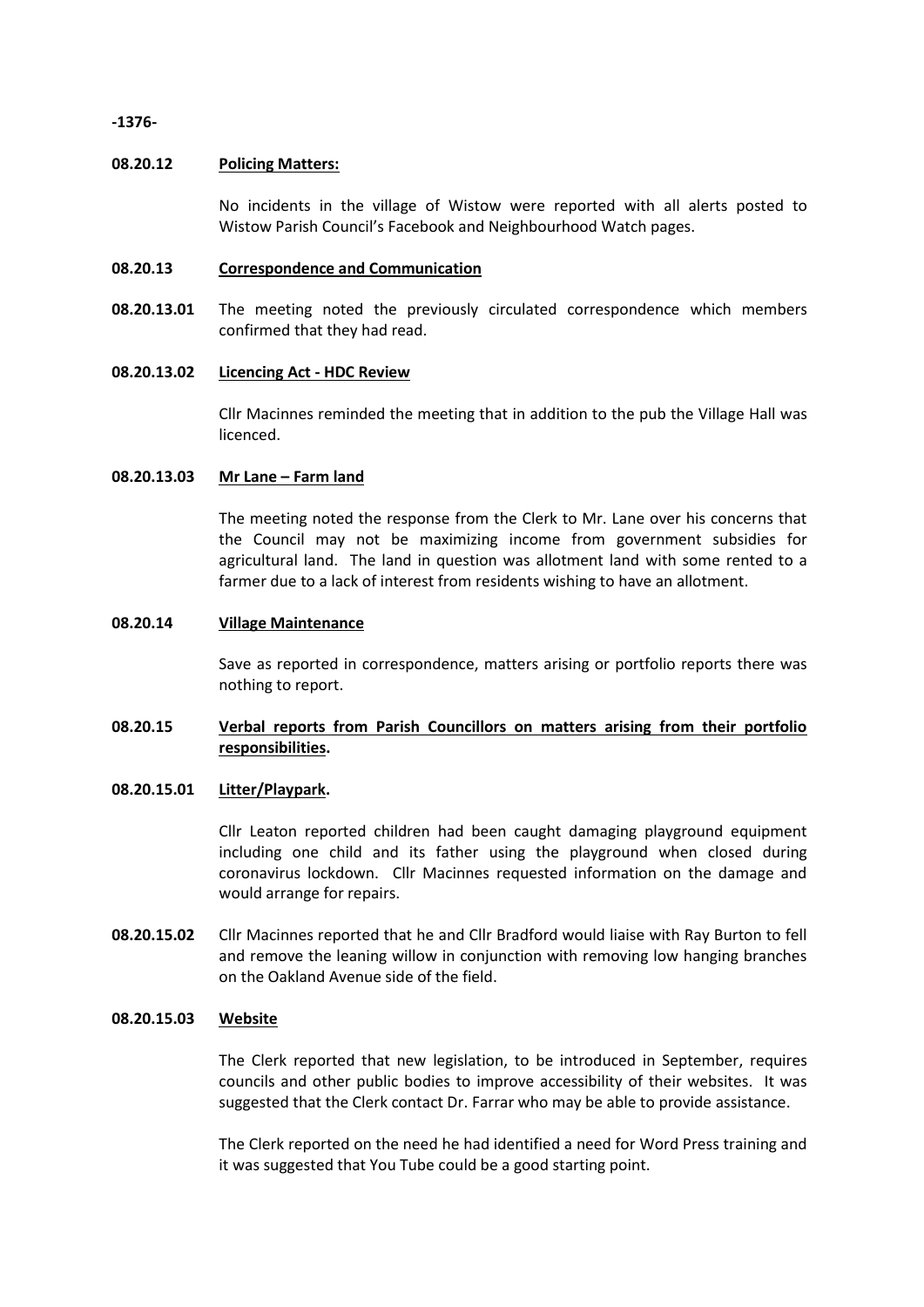**08.20.12 Policing Matters:**

No incidents in the village of Wistow were reported with all alerts posted to Wistow Parish Council's Facebook and Neighbourhood Watch pages.

**08.20.13 Correspondence and Communication**

**08.20.13.01** The meeting noted the previously circulated correspondence which members confirmed that they had read.

**08.20.13.02 Licencing Act - HDC Review**

Cllr Macinnes reminded the meeting that in addition to the pub the Village Hall was licenced.

**08.20.13.03 Mr Lane – Farm land**

The meeting noted the response from the Clerk to Mr. Lane over his concerns that the Council may not be maximizing income from government subsidies for agricultural land. The land in question was allotment land with some rented to a farmer due to a lack of interest from residents wishing to have an allotment.

**08.20.14 Village Maintenance**

Save as reported in correspondence, matters arising or portfolio reports there was nothing to report.

**08.20.15 Verbal reports from Parish Councillors on matters arising from their portfolio responsibilities.**

**08.20.15.01 Litter/Playpark.**

Cllr Leaton reported children had been caught damaging playground equipment including one child and its father using the playground when closed during coronavirus lockdown. Cllr Macinnes requested information on the damage and would arrange for repairs.

**08.20.15.02** Cllr Macinnes reported that he and Cllr Bradford would liaise with Ray Burton to fell and remove the leaning willow in conjunction with removing low hanging branches on the Oakland Avenue side of the field.

**08.20.15.03 Website**

The Clerk reported that new legislation, to be introduced in September, requires councils and other public bodies to improve accessibility of their websites. It was suggested that the Clerk contact Dr. Farrar who may be able to provide assistance.

The Clerk reported on the need he had identified a need for Word Press training and it was suggested that You Tube could be a good starting point.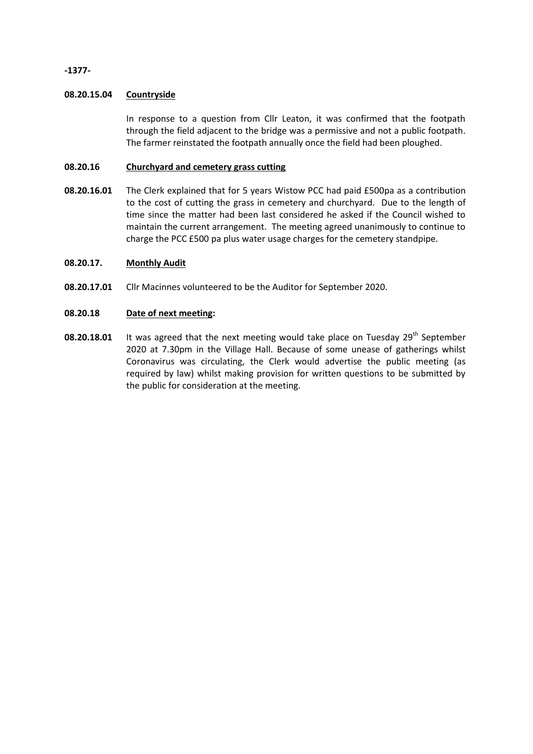**08.20.15.04 Countryside**

In response to a question from Cllr Leaton, it was confirmed that the footpath through the field adjacent to the bridge was a permissive and not a public footpath. The farmer reinstated the footpath annually once the field had been ploughed.

**08.20.16 Churchyard and cemetery grass cutting**

**08.20.16.01** The Clerk explained that for 5 years Wistow PCC had paid £500pa as a contribution to the cost of cutting the grass in cemetery and churchyard. Due to the length of time since the matter had been last considered he asked if the Council wished to maintain the current arrangement. The meeting agreed unanimously to continue to charge the PCC £500 pa plus water usage charges for the cemetery standpipe.

**08.20.17. Monthly Audit**

**08.20.17.01** Cllr Macinnes volunteered to be the Auditor for September 2020.

**08.20.18 Date of next meeting:**

**08.20.18.01** It was agreed that the next meeting would take place on Tuesday 29th September 2020 at 7.30pm in the Village Hall. Because of some unease of gatherings whilst Coronavirus was circulating, the Clerk would advertise the public meeting (as required by law) whilst making provision for written questions to be submitted by the public for consideration at the meeting.